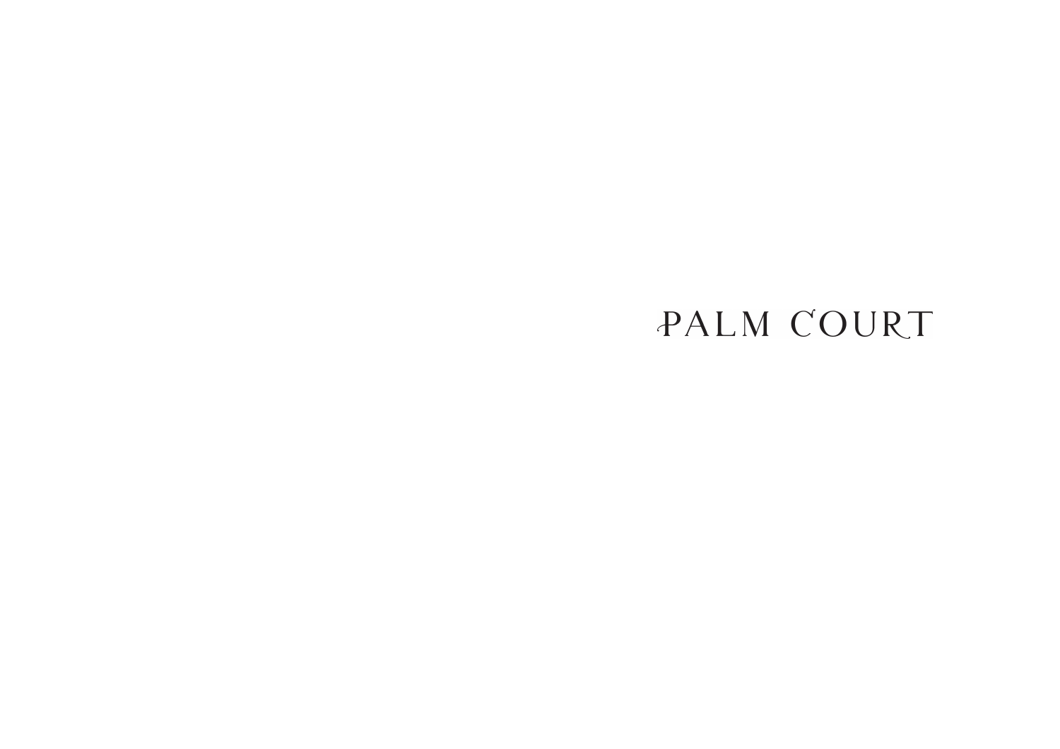# PALM COURT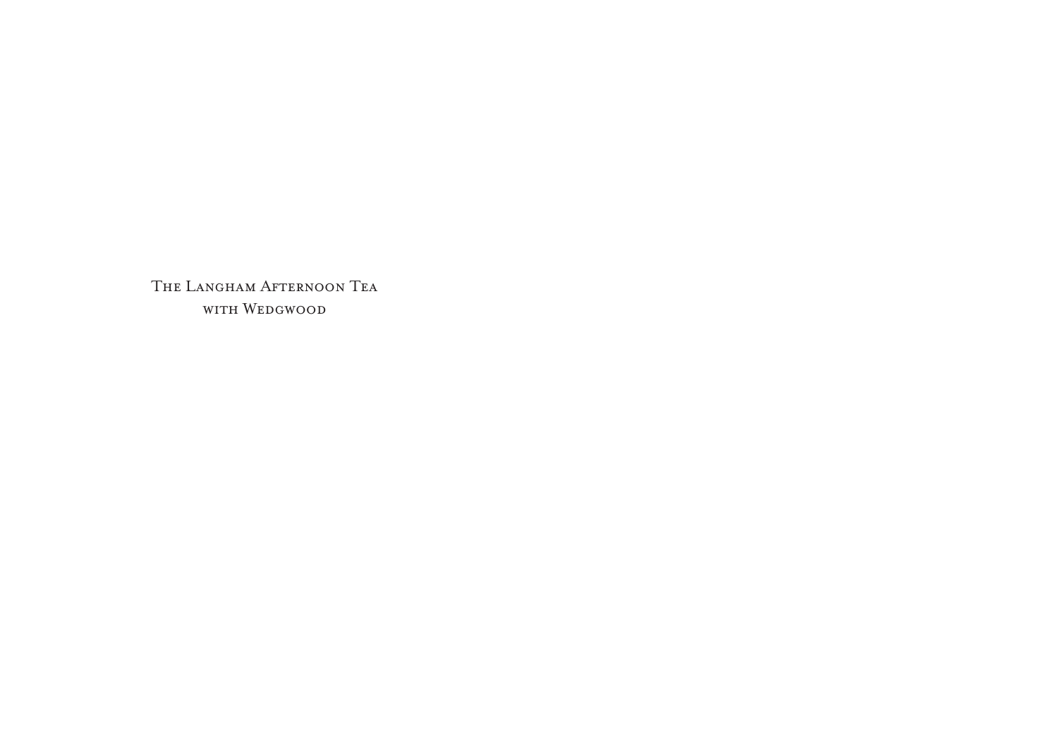# The Langham Afternoon Tea with Wedgwood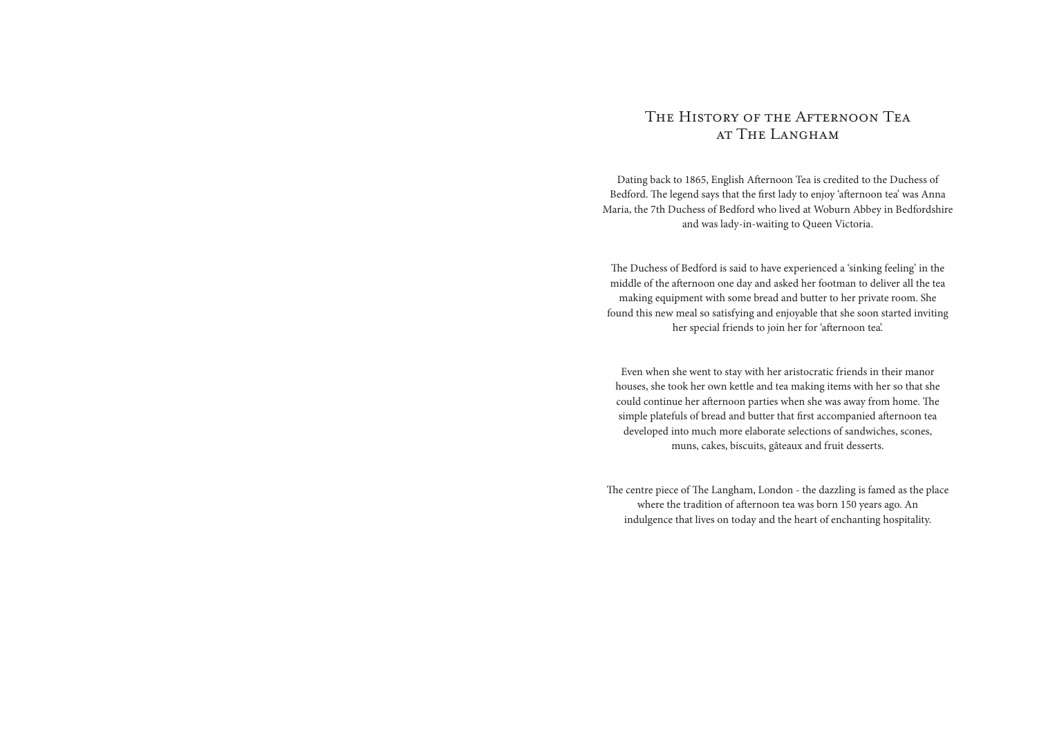# The History of the Afternoon Tea at The Langham

Dating back to 1865, English Afternoon Tea is credited to the Duchess of Bedford. The legend says that the first lady to enjoy 'afternoon tea' was Anna Maria, the 7th Duchess of Bedford who lived at Woburn Abbey in Bedfordshire and was lady-in-waiting to Queen Victoria.

The Duchess of Bedford is said to have experienced a 'sinking feeling' in the middle of the afternoon one day and asked her footman to deliver all the tea making equipment with some bread and butter to her private room. She found this new meal so satisfying and enjoyable that she soon started inviting her special friends to join her for 'afternoon tea'.

Even when she went to stay with her aristocratic friends in their manor houses, she took her own kettle and tea making items with her so that she could continue her afternoon parties when she was away from home. The simple platefuls of bread and butter that first accompanied afternoon tea developed into much more elaborate selections of sandwiches, scones, muns, cakes, biscuits, gâteaux and fruit desserts.

The centre piece of The Langham, London - the dazzling is famed as the place where the tradition of afternoon tea was born 150 years ago. An indulgence that lives on today and the heart of enchanting hospitality.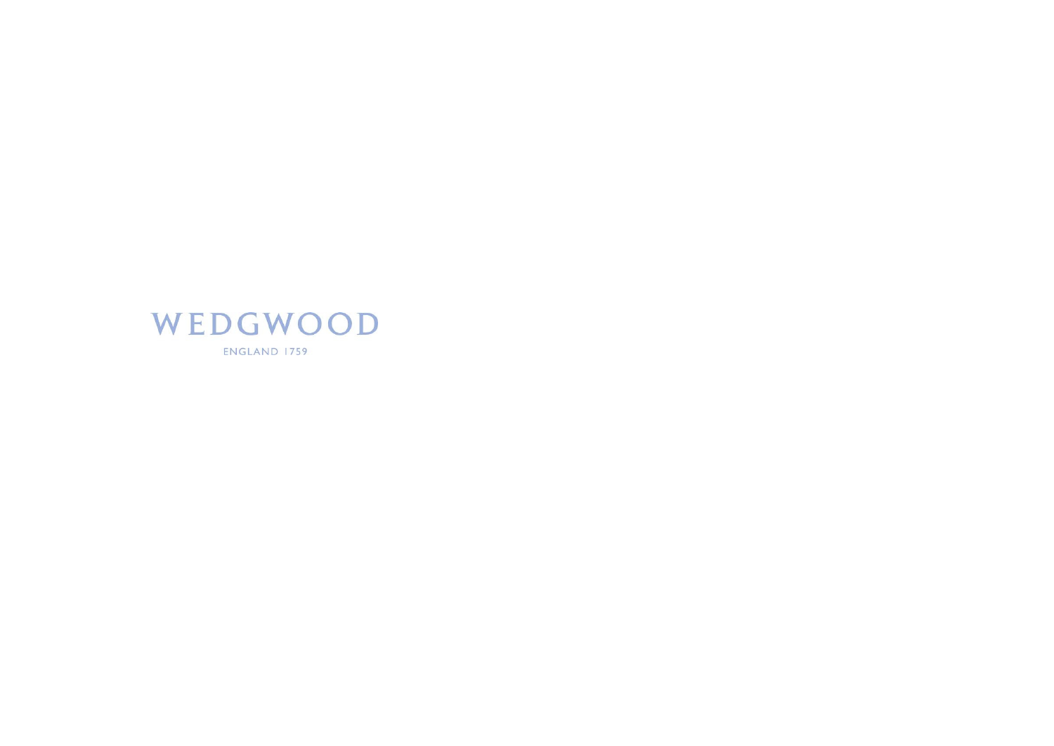WEDGWOOD

ENGLAND 1759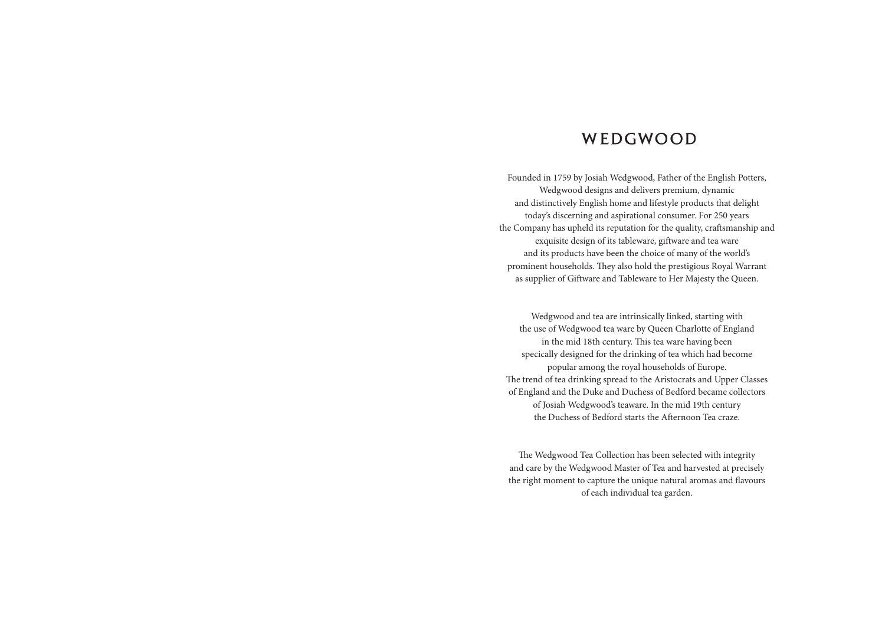# WEDGWOOD

Founded in 1759 by Josiah Wedgwood, Father of the English Potters, Wedgwood designs and delivers premium, dynamic and distinctively English home and lifestyle products that delight today's discerning and aspirational consumer. For 250 years the Company has upheld its reputation for the quality, craftsmanship and exquisite design of its tableware, giftware and tea ware and its products have been the choice of many of the world's prominent households. They also hold the prestigious Royal Warrant as supplier of Giftware and Tableware to Her Majesty the Queen.

Wedgwood and tea are intrinsically linked, starting with the use of Wedgwood tea ware by Queen Charlotte of England in the mid 18th century. This tea ware having been specically designed for the drinking of tea which had become popular among the royal households of Europe. The trend of tea drinking spread to the Aristocrats and Upper Classes of England and the Duke and Duchess of Bedford became collectors of Josiah Wedgwood's teaware. In the mid 19th century the Duchess of Bedford starts the Afternoon Tea craze.

The Wedgwood Tea Collection has been selected with integrity and care by the Wedgwood Master of Tea and harvested at precisely the right moment to capture the unique natural aromas and flavours of each individual tea garden.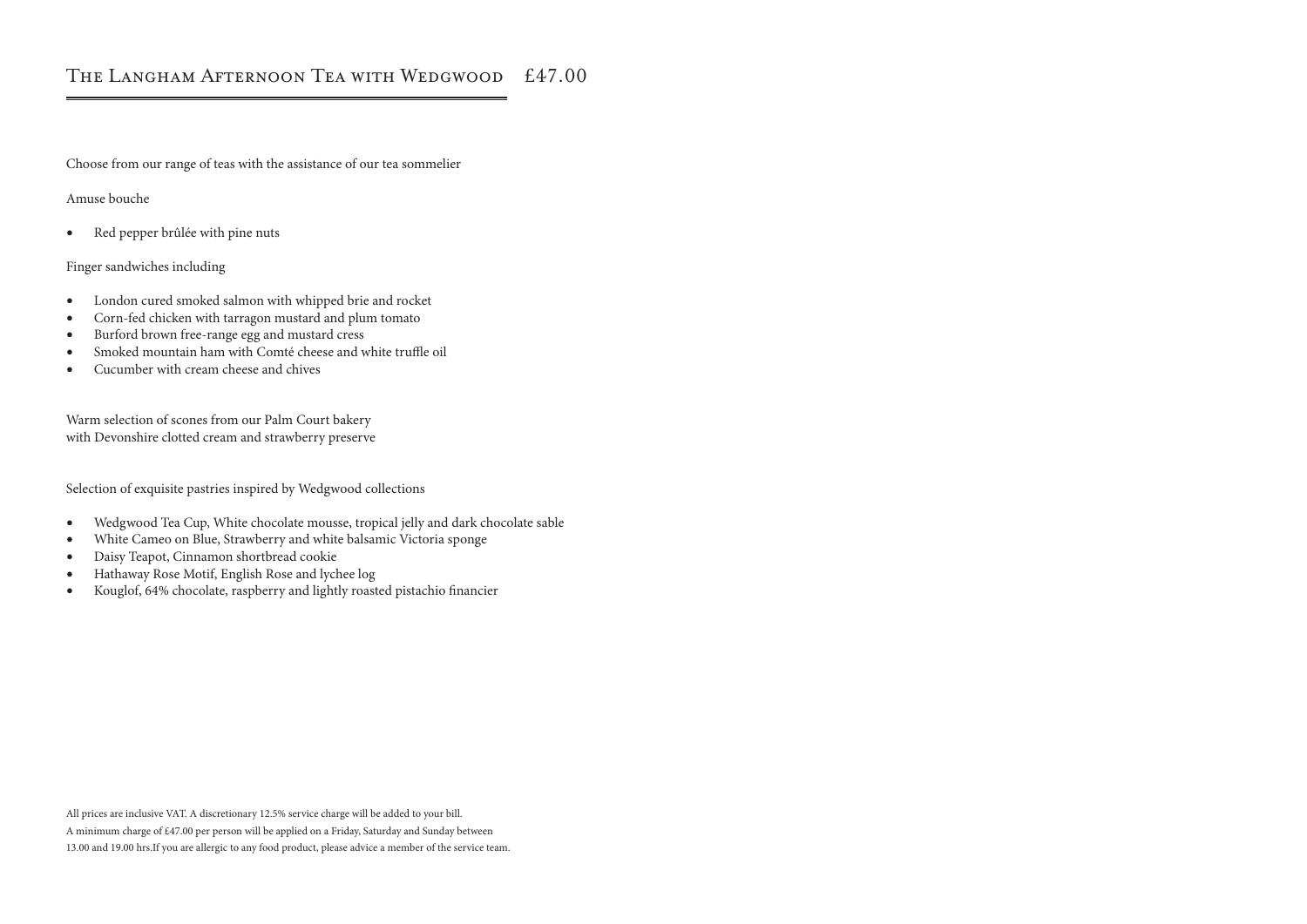# The Langham Afternoon Tea with Wedgwood £47.00

Choose from our range of teas with the assistance of our tea sommelier

Amuse bouche

- Red pepper brûlée with pine nuts

Finger sandwiches including

- London cured smoked salmon with whipped brie and rocket
- Corn-fed chicken with tarragon mustard and plum tomato
- Burford brown free-range egg and mustard cress
- Smoked mountain ham with Comté cheese and white truffle oil
- Cucumber with cream cheese and chives

Warm selection of scones from our Palm Court bakery
with Devonshire clotted cream and strawberry preserve

Selection of exquisite pastries inspired by Wedgwood collections

- Wedgwood Tea Cup, White chocolate mousse, tropical jelly and dark chocolate sable
- White Cameo on Blue, Strawberry and white balsamic Victoria sponge
- Daisy Teapot, Cinnamon shortbread cookie
- Hathaway Rose Motif, English Rose and lychee log
- Kouglof, 64% chocolate, raspberry and lightly roasted pistachio financier

All prices are inclusive VAT. A discretionary 12.5% service charge will be added to your bill.
A minimum charge of £47.00 per person will be applied on a Friday, Saturday and Sunday between
13.00 and 19.00 hrs.If you are allergic to any food product, please advice a member of the service team.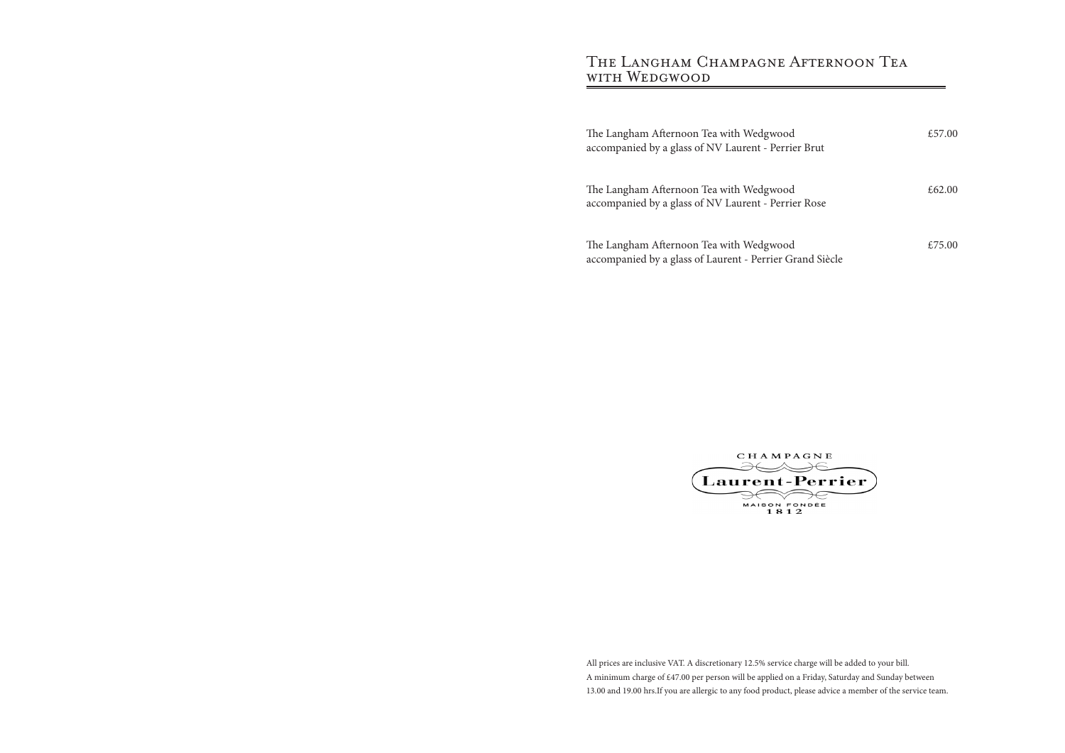# The Langham Champagne Afternoon Tea with Wedgwood

| | |
|---|---|
| The Langham Afternoon Tea with Wedgwood accompanied by a glass of NV Laurent - Perrier Brut | £57.00 |
| The Langham Afternoon Tea with Wedgwood accompanied by a glass of NV Laurent - Perrier Rose | £62.00 |
| The Langham Afternoon Tea with Wedgwood accompanied by a glass of Laurent - Perrier Grand Siècle | £75.00 |

CHAMPAGNE

Laurent-Perrier

MAISON FONDEE
1812

All prices are inclusive VAT. A discretionary 12.5% service charge will be added to your bill.
A minimum charge of £47.00 per person will be applied on a Friday, Saturday and Sunday between 13.00 and 19.00 hrs.If you are allergic to any food product, please advice a member of the service team.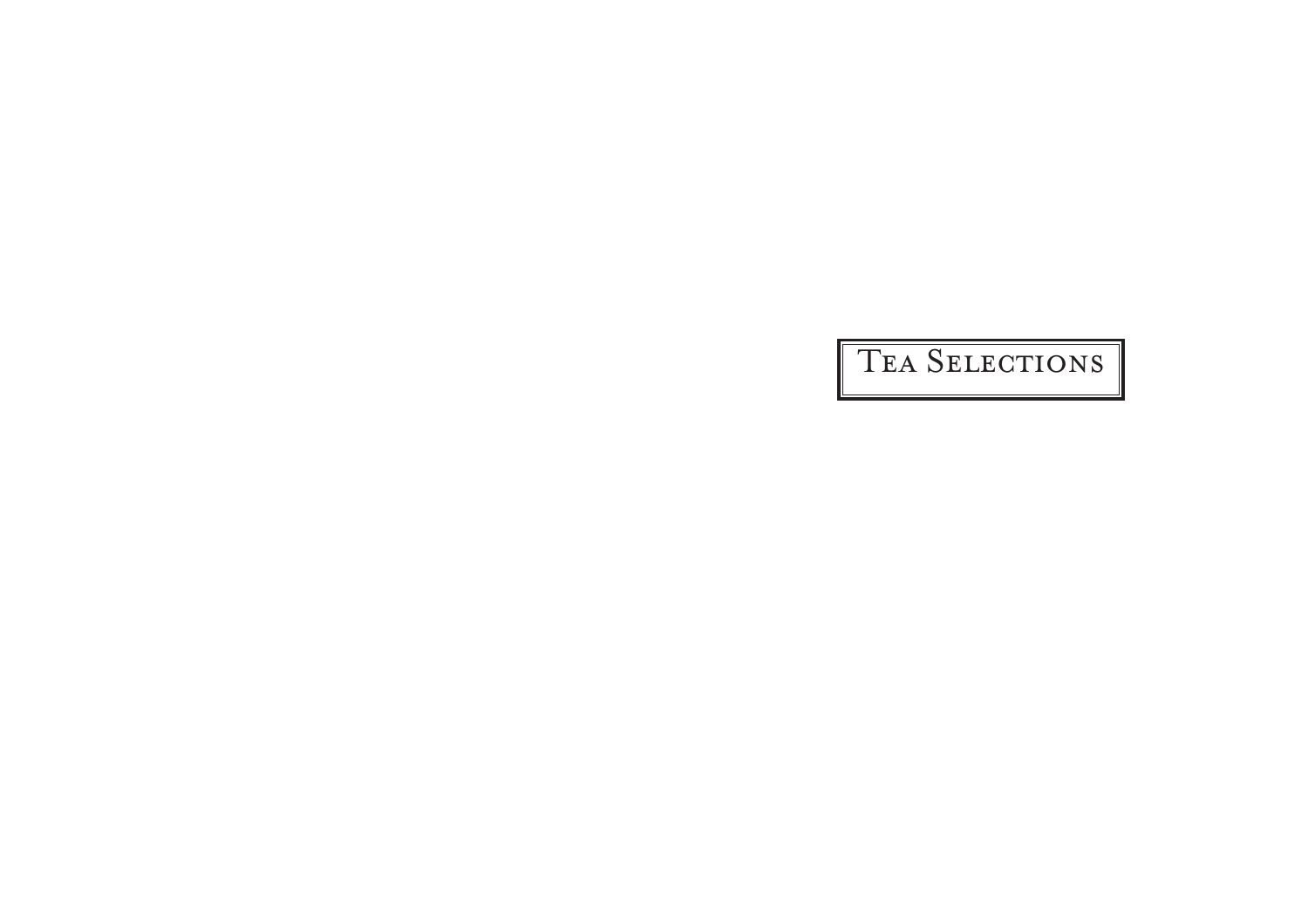# Tea Selections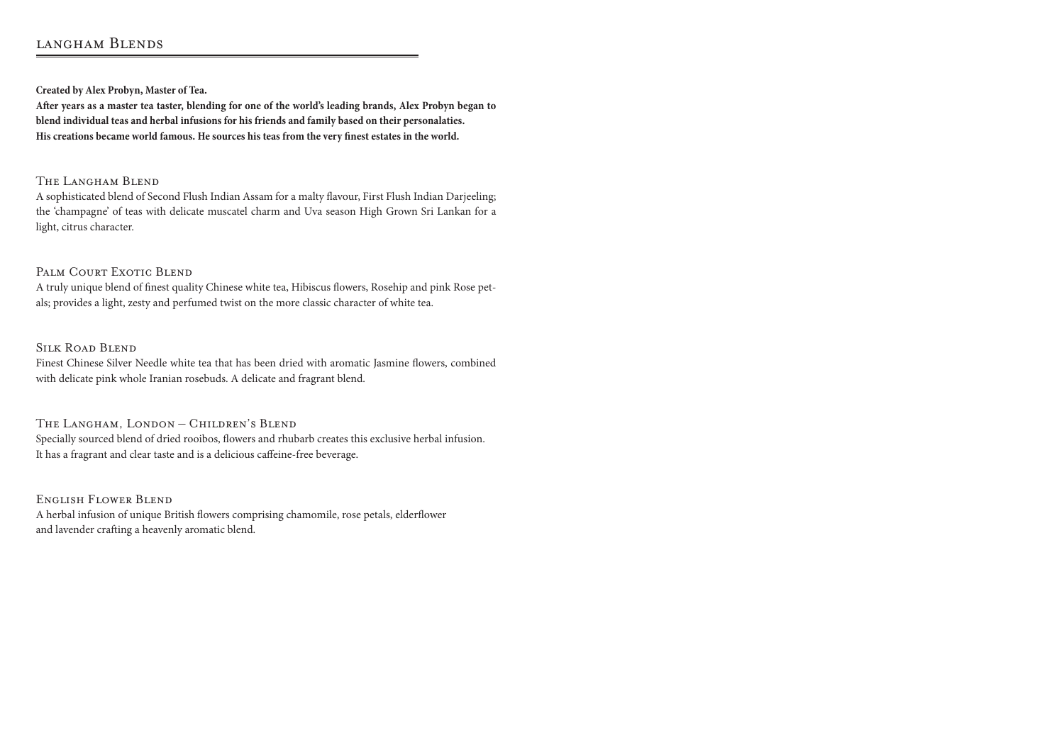# langham Blends

**Created by Alex Probyn, Master of Tea.**
**After years as a master tea taster, blending for one of the world's leading brands, Alex Probyn began to blend individual teas and herbal infusions for his friends and family based on their personalaties.**
**His creations became world famous. He sources his teas from the very finest estates in the world.**

## The Langham Blend

A sophisticated blend of Second Flush Indian Assam for a malty flavour, First Flush Indian Darjeeling; the 'champagne' of teas with delicate muscatel charm and Uva season High Grown Sri Lankan for a light, citrus character.

## Palm Court Exotic Blend

A truly unique blend of finest quality Chinese white tea, Hibiscus flowers, Rosehip and pink Rose petals; provides a light, zesty and perfumed twist on the more classic character of white tea.

## Silk Road Blend

Finest Chinese Silver Needle white tea that has been dried with aromatic Jasmine flowers, combined with delicate pink whole Iranian rosebuds. A delicate and fragrant blend.

## The Langham, London – Children's Blend

Specially sourced blend of dried rooibos, flowers and rhubarb creates this exclusive herbal infusion. It has a fragrant and clear taste and is a delicious caffeine-free beverage.

## English Flower Blend

A herbal infusion of unique British flowers comprising chamomile, rose petals, elderflower and lavender crafting a heavenly aromatic blend.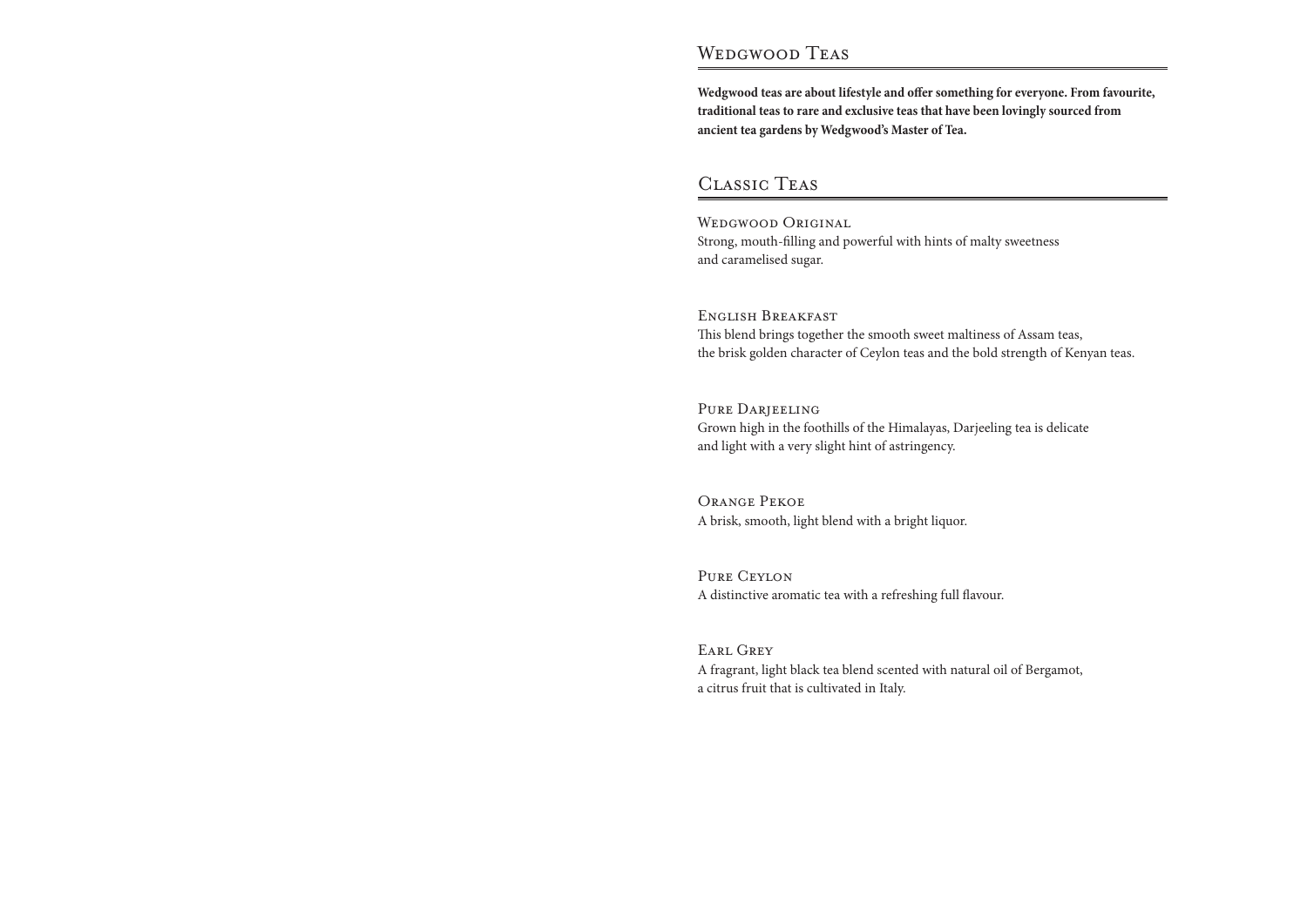# Wedgwood Teas

**Wedgwood teas are about lifestyle and offer something for everyone. From favourite, traditional teas to rare and exclusive teas that have been lovingly sourced from ancient tea gardens by Wedgwood's Master of Tea.**

## Classic Teas

### Wedgwood Original

Strong, mouth-filling and powerful with hints of malty sweetness and caramelised sugar.

### English Breakfast

This blend brings together the smooth sweet maltiness of Assam teas, the brisk golden character of Ceylon teas and the bold strength of Kenyan teas.

### Pure Darjeeling

Grown high in the foothills of the Himalayas, Darjeeling tea is delicate and light with a very slight hint of astringency.

### Orange Pekoe

A brisk, smooth, light blend with a bright liquor.

### Pure Ceylon

A distinctive aromatic tea with a refreshing full flavour.

### Earl Grey

A fragrant, light black tea blend scented with natural oil of Bergamot, a citrus fruit that is cultivated in Italy.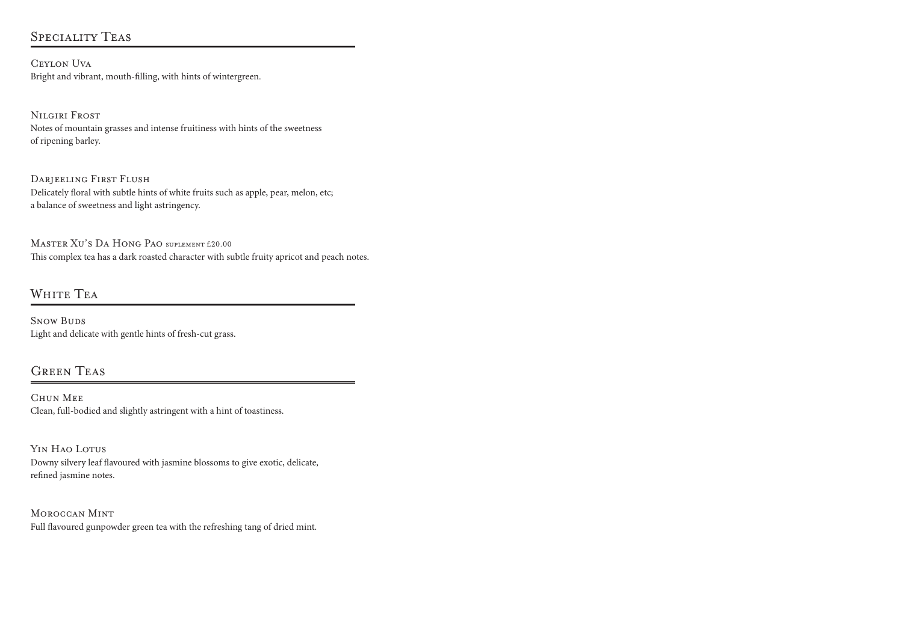## Speciality Teas

### Ceylon Uva
Bright and vibrant, mouth-filling, with hints of wintergreen.

### Nilgiri Frost
Notes of mountain grasses and intense fruitiness with hints of the sweetness of ripening barley.

### Darjeeling First Flush
Delicately floral with subtle hints of white fruits such as apple, pear, melon, etc; a balance of sweetness and light astringency.

### Master Xu's Da Hong Pao suplement £20.00
This complex tea has a dark roasted character with subtle fruity apricot and peach notes.

## White Tea

### Snow Buds
Light and delicate with gentle hints of fresh-cut grass.

## Green Teas

### Chun Mee
Clean, full-bodied and slightly astringent with a hint of toastiness.

### Yin Hao Lotus
Downy silvery leaf flavoured with jasmine blossoms to give exotic, delicate, refined jasmine notes.

### Moroccan Mint
Full flavoured gunpowder green tea with the refreshing tang of dried mint.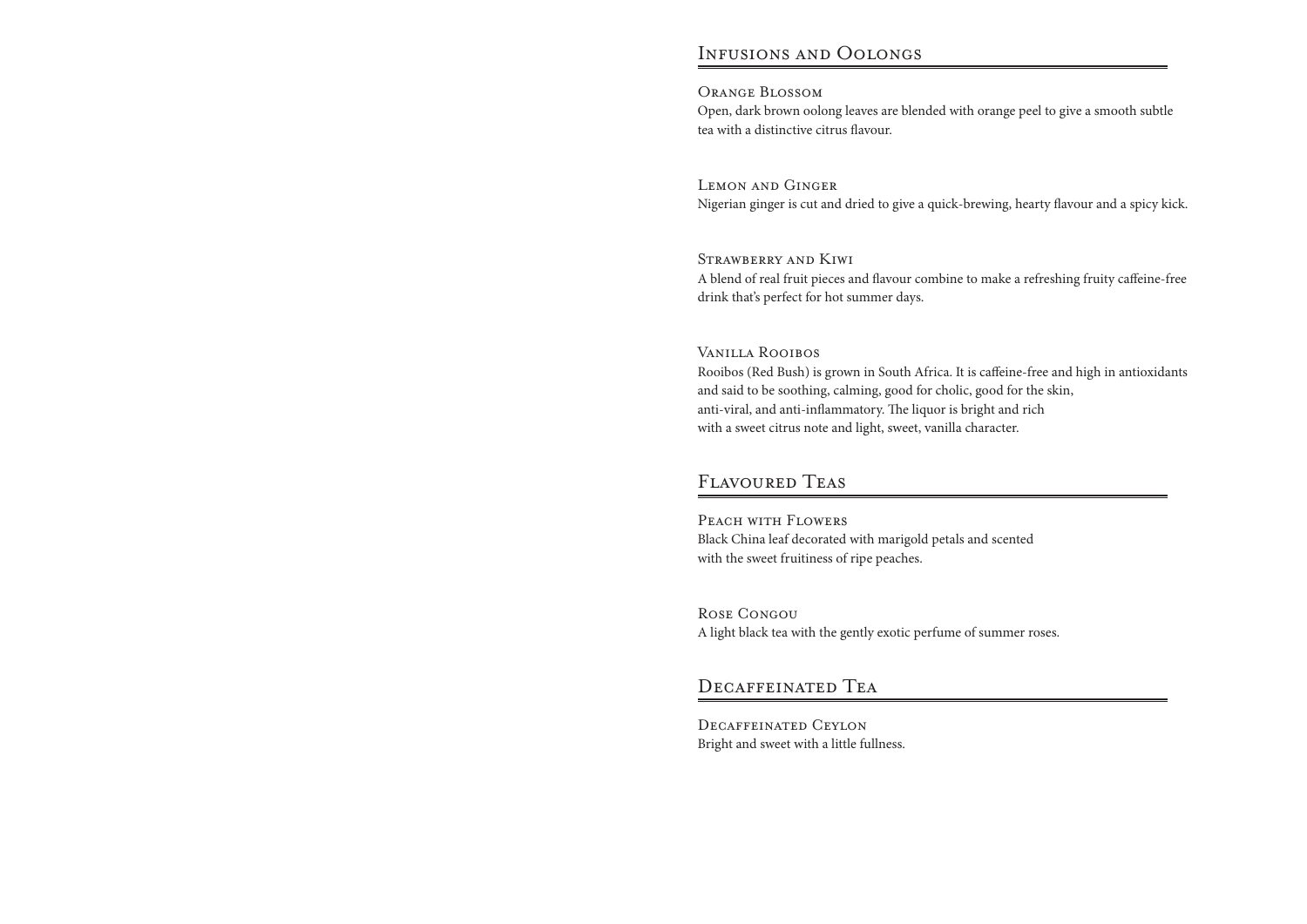## Infusions and Oolongs

### Orange Blossom

Open, dark brown oolong leaves are blended with orange peel to give a smooth subtle tea with a distinctive citrus flavour.

### Lemon and Ginger

Nigerian ginger is cut and dried to give a quick-brewing, hearty flavour and a spicy kick.

### Strawberry and Kiwi

A blend of real fruit pieces and flavour combine to make a refreshing fruity caffeine-free drink that's perfect for hot summer days.

### Vanilla Rooibos

Rooibos (Red Bush) is grown in South Africa. It is caffeine-free and high in antioxidants and said to be soothing, calming, good for cholic, good for the skin, anti-viral, and anti-inflammatory. The liquor is bright and rich with a sweet citrus note and light, sweet, vanilla character.

## Flavoured Teas

### Peach with Flowers

Black China leaf decorated with marigold petals and scented with the sweet fruitiness of ripe peaches.

### Rose Congou

A light black tea with the gently exotic perfume of summer roses.

## Decaffeinated Tea

### Decaffeinated Ceylon

Bright and sweet with a little fullness.